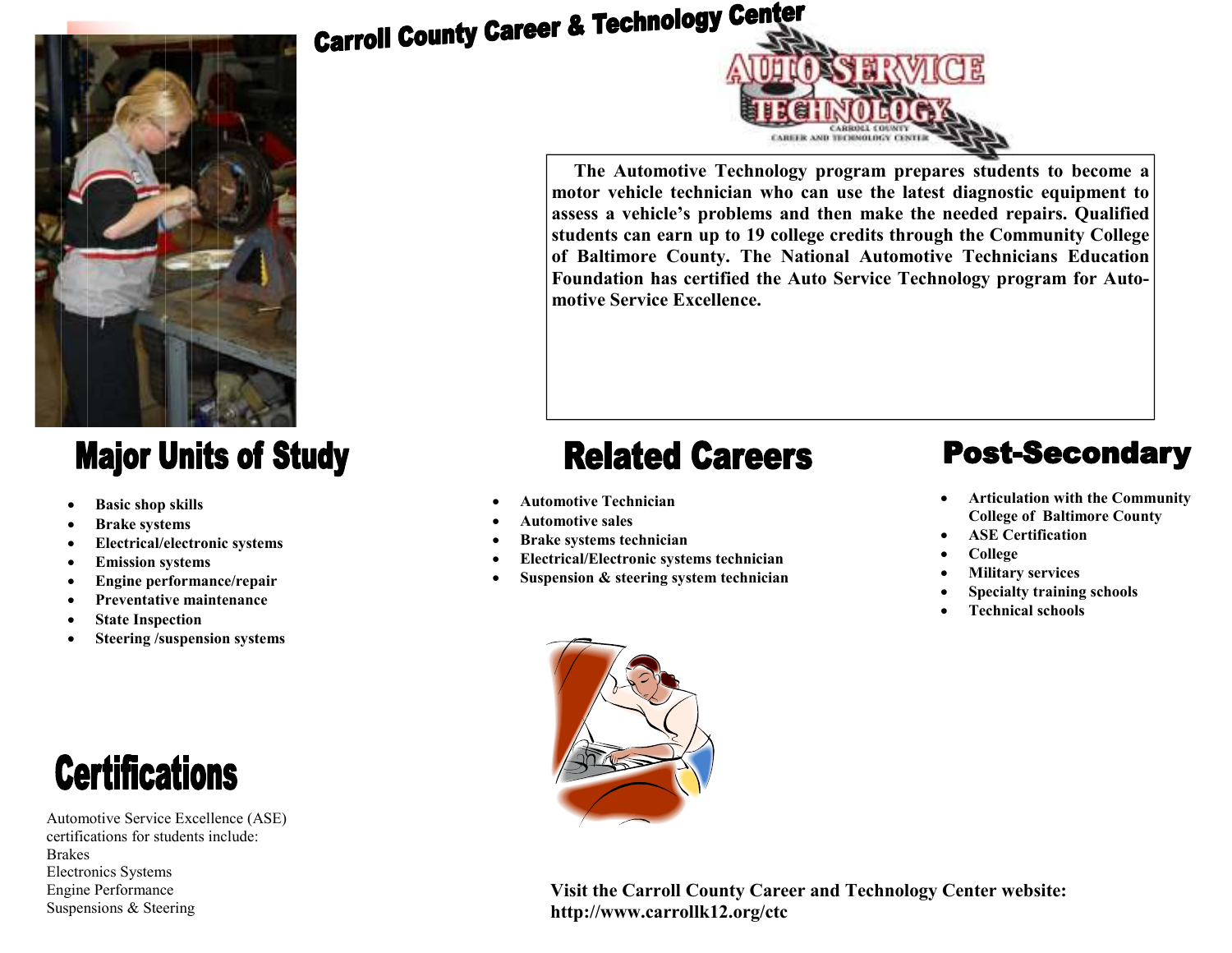# Carroll County Career & Technology Center

AUTO SERVICE TECHNOLOGY
CARROLL COUNTY CAREER AND TECHNOLOGY CENTER

**The Automotive Technology program prepares students to become a motor vehicle technician who can use the latest diagnostic equipment to assess a vehicle's problems and then make the needed repairs. Qualified students can earn up to 19 college credits through the Community College of Baltimore County. The National Automotive Technicians Education Foundation has certified the Auto Service Technology program for Automotive Service Excellence.**

## Major Units of Study

- **Basic shop skills**
- **Brake systems**
- **Electrical/electronic systems**
- **Emission systems**
- **Engine performance/repair**
- **Preventative maintenance**
- **State Inspection**
- **Steering /suspension systems**

## Certifications

Automotive Service Excellence (ASE) certifications for students include:
Brakes
Electronics Systems
Engine Performance
Suspensions & Steering

## Related Careers

- **Automotive Technician**
- **Automotive sales**
- **Brake systems technician**
- **Electrical/Electronic systems technician**
- **Suspension & steering system technician**

## Post-Secondary

- **Articulation with the Community College of Baltimore County**
- **ASE Certification**
- **College**
- **Military services**
- **Specialty training schools**
- **Technical schools**

**Visit the Carroll County Career and Technology Center website: http://www.carrollk12.org/ctc**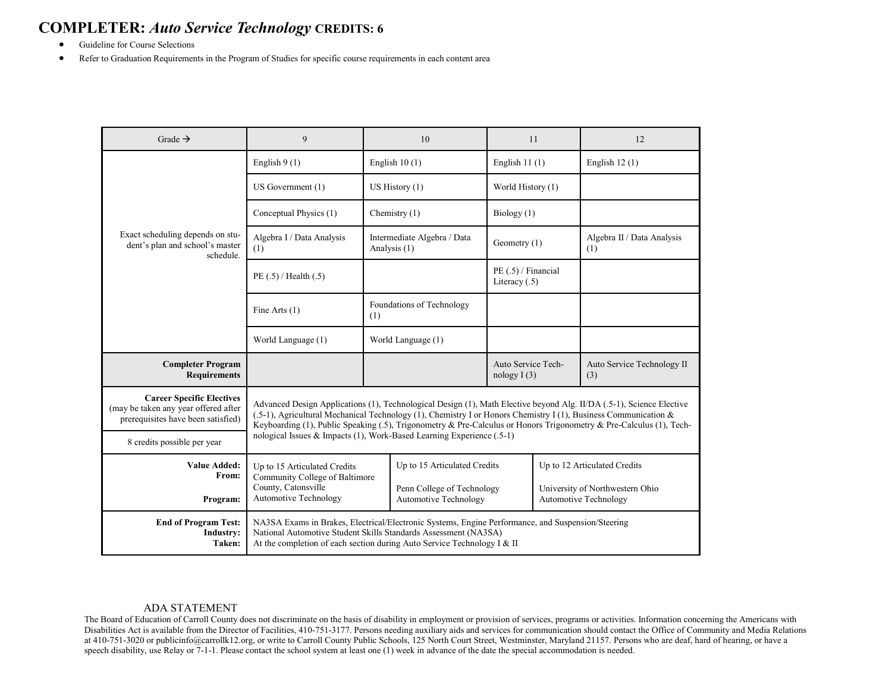# COMPLETER: *Auto Service Technology* CREDITS: 6

- Guideline for Course Selections
- Refer to Graduation Requirements in the Program of Studies for specific course requirements in each content area

| Grade → | 9 | 10 | 11 | 12 |
|---|---|---|---|---|
| Exact scheduling depends on student's plan and school's master schedule. | English 9 (1) | English 10 (1) | English 11 (1) | English 12 (1) |
| | US Government (1) | US History (1) | World History (1) | |
| | Conceptual Physics (1) | Chemistry (1) | Biology (1) | |
| | Algebra I / Data Analysis (1) | Intermediate Algebra / Data Analysis (1) | Geometry (1) | Algebra II / Data Analysis (1) |
| | PE (.5) / Health (.5) | | PE (.5) / Financial Literacy (.5) | |
| | Fine Arts (1) | Foundations of Technology (1) | | |
| | World Language (1) | World Language (1) | | |
| **Completer Program Requirements** | | | Auto Service Technology I (3) | Auto Service Technology II (3) |
| **Career Specific Electives** (may be taken any year offered after prerequisites have been satisfied) / 8 credits possible per year | Advanced Design Applications (1), Technological Design (1), Math Elective beyond Alg. II/DA (.5-1), Science Elective (.5-1), Agricultural Mechanical Technology (1), Chemistry I or Honors Chemistry I (1), Business Communication & Keyboarding (1), Public Speaking (.5), Trigonometry & Pre-Calculus or Honors Trigonometry & Pre-Calculus (1), Technological Issues & Impacts (1), Work-Based Learning Experience (.5-1) | | | |
| **Value Added: From: Program:** | Up to 15 Articulated Credits Community College of Baltimore County, Catonsville Automotive Technology | Up to 15 Articulated Credits Penn College of Technology Automotive Technology | Up to 12 Articulated Credits University of Northwestern Ohio Automotive Technology | |
| **End of Program Test: Industry: Taken:** | NA3SA Exams in Brakes, Electrical/Electronic Systems, Engine Performance, and Suspension/Steering National Automotive Student Skills Standards Assessment (NA3SA) At the completion of each section during Auto Service Technology I & II | | | |

ADA STATEMENT

The Board of Education of Carroll County does not discriminate on the basis of disability in employment or provision of services, programs or activities. Information concerning the Americans with Disabilities Act is available from the Director of Facilities, 410-751-3177. Persons needing auxiliary aids and services for communication should contact the Office of Community and Media Relations at 410-751-3020 or publicinfo@carrollk12.org, or write to Carroll County Public Schools, 125 North Court Street, Westminster, Maryland 21157. Persons who are deaf, hard of hearing, or have a speech disability, use Relay or 7-1-1. Please contact the school system at least one (1) week in advance of the date the special accommodation is needed.